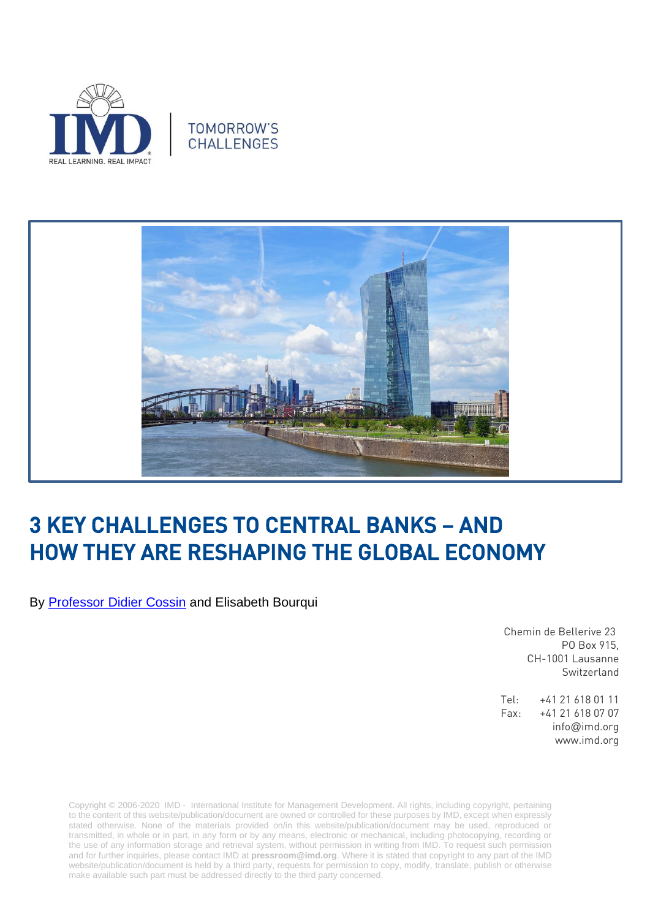TOMORROW'S CHALLENGES

# 3 KEY CHALLENGES TO CENTRAL BANKS – AND HOW THEY ARE RESHAPING THE GLOBAL ECONOMY

By Professor Didier Cossin and Elisabeth Bourqui

Chemin de Bellerive 23
PO Box 915,
CH-1001 Lausanne
Switzerland

Tel: +41 21 618 01 11
Fax: +41 21 618 07 07
info@imd.org
www.imd.org

Copyright © 2006-2020 IMD - International Institute for Management Development. All rights, including copyright, pertaining to the content of this website/publication/document are owned or controlled for these purposes by IMD, except when expressly stated otherwise. None of the materials provided on/in this website/publication/document may be used, reproduced or transmitted, in whole or in part, in any form or by any means, electronic or mechanical, including photocopying, recording or the use of any information storage and retrieval system, without permission in writing from IMD. To request such permission and for further inquiries, please contact IMD at **pressroom@imd.org**. Where it is stated that copyright to any part of the IMD website/publication/document is held by a third party, requests for permission to copy, modify, translate, publish or otherwise make available such part must be addressed directly to the third party concerned.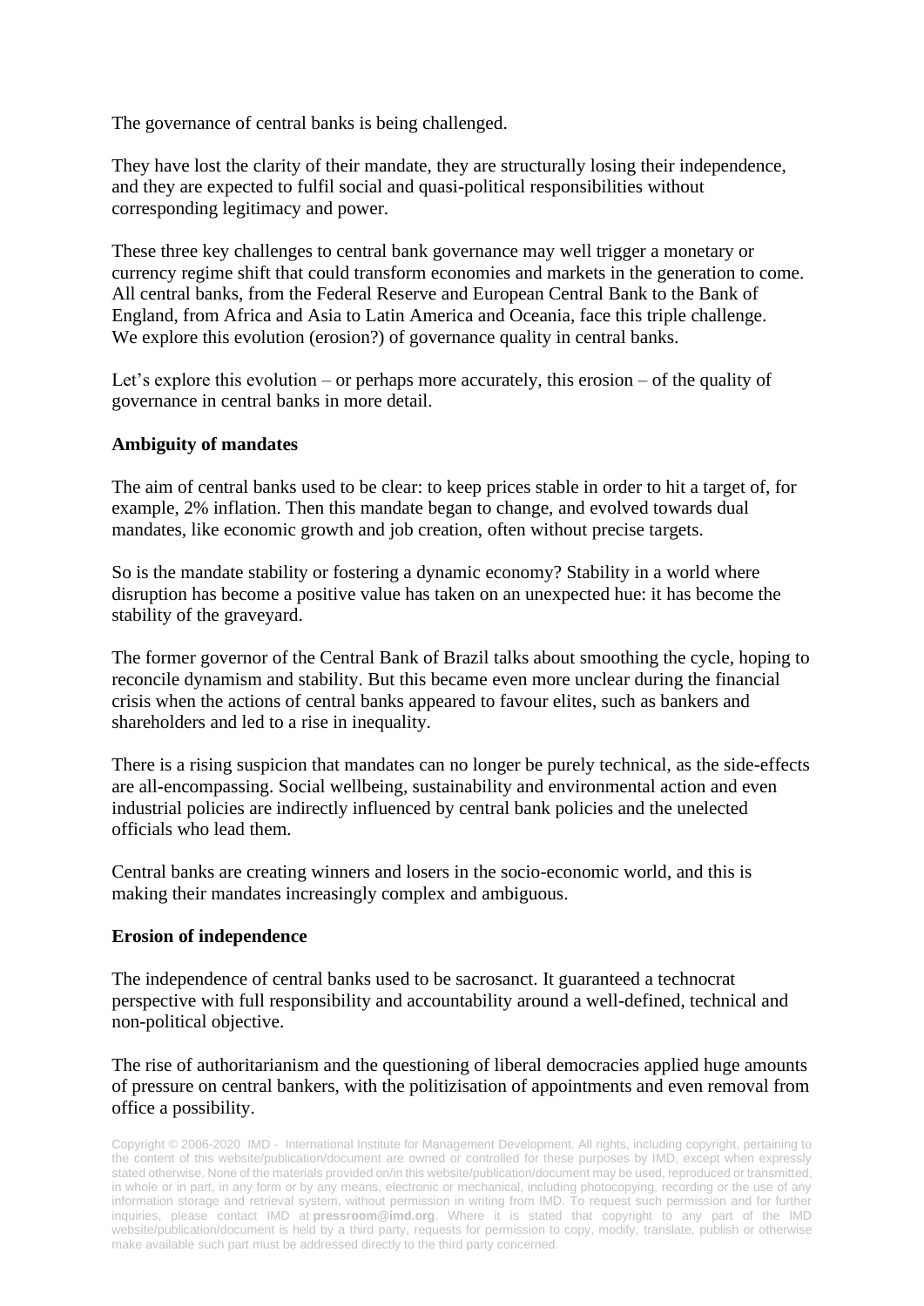The governance of central banks is being challenged.

They have lost the clarity of their mandate, they are structurally losing their independence, and they are expected to fulfil social and quasi-political responsibilities without corresponding legitimacy and power.

These three key challenges to central bank governance may well trigger a monetary or currency regime shift that could transform economies and markets in the generation to come. All central banks, from the Federal Reserve and European Central Bank to the Bank of England, from Africa and Asia to Latin America and Oceania, face this triple challenge. We explore this evolution (erosion?) of governance quality in central banks.

Let's explore this evolution – or perhaps more accurately, this erosion – of the quality of governance in central banks in more detail.

**Ambiguity of mandates**

The aim of central banks used to be clear: to keep prices stable in order to hit a target of, for example, 2% inflation. Then this mandate began to change, and evolved towards dual mandates, like economic growth and job creation, often without precise targets.

So is the mandate stability or fostering a dynamic economy? Stability in a world where disruption has become a positive value has taken on an unexpected hue: it has become the stability of the graveyard.

The former governor of the Central Bank of Brazil talks about smoothing the cycle, hoping to reconcile dynamism and stability. But this became even more unclear during the financial crisis when the actions of central banks appeared to favour elites, such as bankers and shareholders and led to a rise in inequality.

There is a rising suspicion that mandates can no longer be purely technical, as the side-effects are all-encompassing. Social wellbeing, sustainability and environmental action and even industrial policies are indirectly influenced by central bank policies and the unelected officials who lead them.

Central banks are creating winners and losers in the socio-economic world, and this is making their mandates increasingly complex and ambiguous.

**Erosion of independence**

The independence of central banks used to be sacrosanct. It guaranteed a technocrat perspective with full responsibility and accountability around a well-defined, technical and non-political objective.

The rise of authoritarianism and the questioning of liberal democracies applied huge amounts of pressure on central bankers, with the politizisation of appointments and even removal from office a possibility.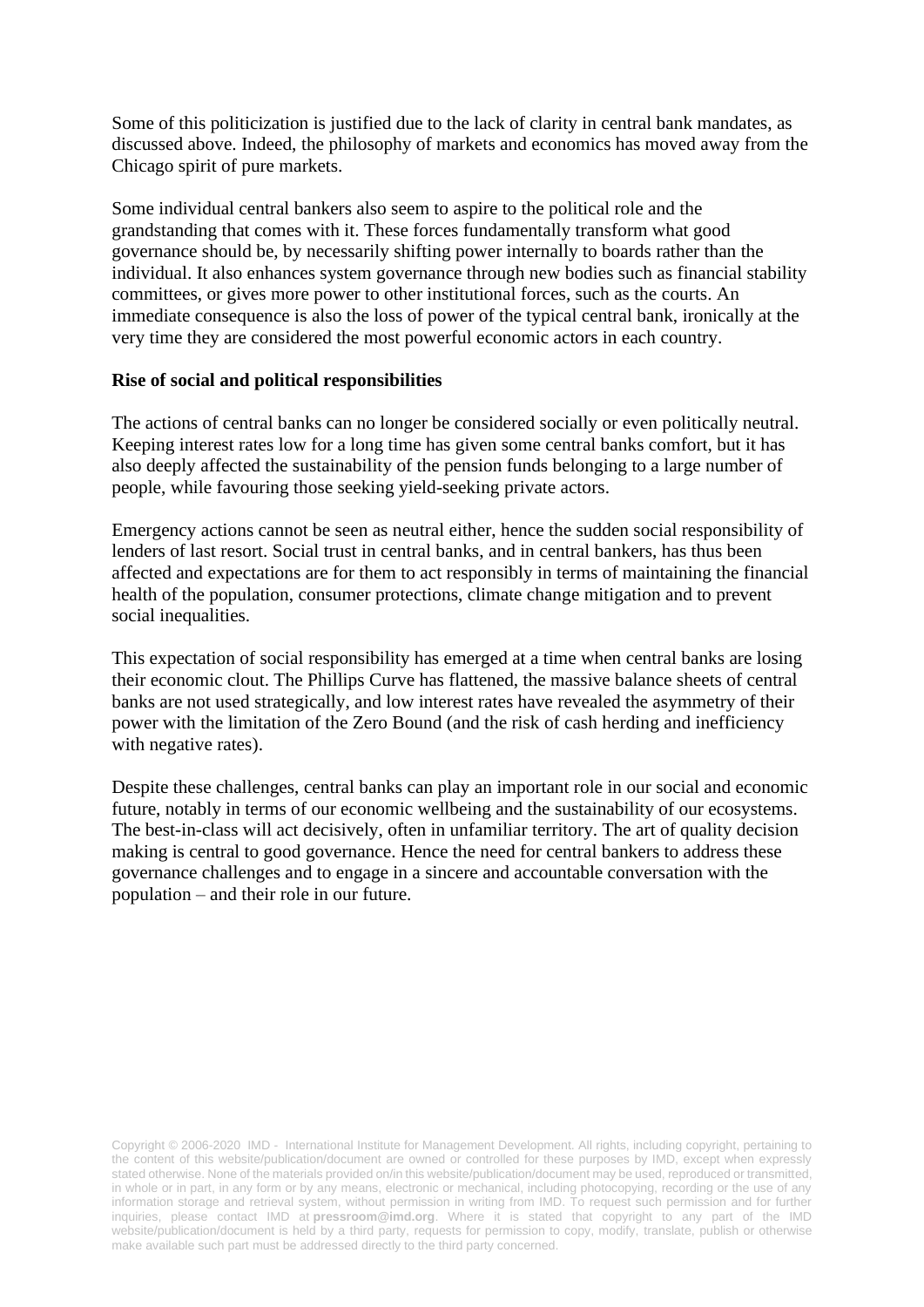Some of this politicization is justified due to the lack of clarity in central bank mandates, as discussed above. Indeed, the philosophy of markets and economics has moved away from the Chicago spirit of pure markets.

Some individual central bankers also seem to aspire to the political role and the grandstanding that comes with it. These forces fundamentally transform what good governance should be, by necessarily shifting power internally to boards rather than the individual. It also enhances system governance through new bodies such as financial stability committees, or gives more power to other institutional forces, such as the courts. An immediate consequence is also the loss of power of the typical central bank, ironically at the very time they are considered the most powerful economic actors in each country.

**Rise of social and political responsibilities**

The actions of central banks can no longer be considered socially or even politically neutral. Keeping interest rates low for a long time has given some central banks comfort, but it has also deeply affected the sustainability of the pension funds belonging to a large number of people, while favouring those seeking yield-seeking private actors.

Emergency actions cannot be seen as neutral either, hence the sudden social responsibility of lenders of last resort. Social trust in central banks, and in central bankers, has thus been affected and expectations are for them to act responsibly in terms of maintaining the financial health of the population, consumer protections, climate change mitigation and to prevent social inequalities.

This expectation of social responsibility has emerged at a time when central banks are losing their economic clout. The Phillips Curve has flattened, the massive balance sheets of central banks are not used strategically, and low interest rates have revealed the asymmetry of their power with the limitation of the Zero Bound (and the risk of cash herding and inefficiency with negative rates).

Despite these challenges, central banks can play an important role in our social and economic future, notably in terms of our economic wellbeing and the sustainability of our ecosystems. The best-in-class will act decisively, often in unfamiliar territory. The art of quality decision making is central to good governance. Hence the need for central bankers to address these governance challenges and to engage in a sincere and accountable conversation with the population – and their role in our future.

Copyright © 2006-2020 IMD - International Institute for Management Development. All rights, including copyright, pertaining to the content of this website/publication/document are owned or controlled for these purposes by IMD, except when expressly stated otherwise. None of the materials provided on/in this website/publication/document may be used, reproduced or transmitted, in whole or in part, in any form or by any means, electronic or mechanical, including photocopying, recording or the use of any information storage and retrieval system, without permission in writing from IMD. To request such permission and for further inquiries, please contact IMD at **pressroom@imd.org**. Where it is stated that copyright to any part of the IMD website/publication/document is held by a third party, requests for permission to copy, modify, translate, publish or otherwise make available such part must be addressed directly to the third party concerned.